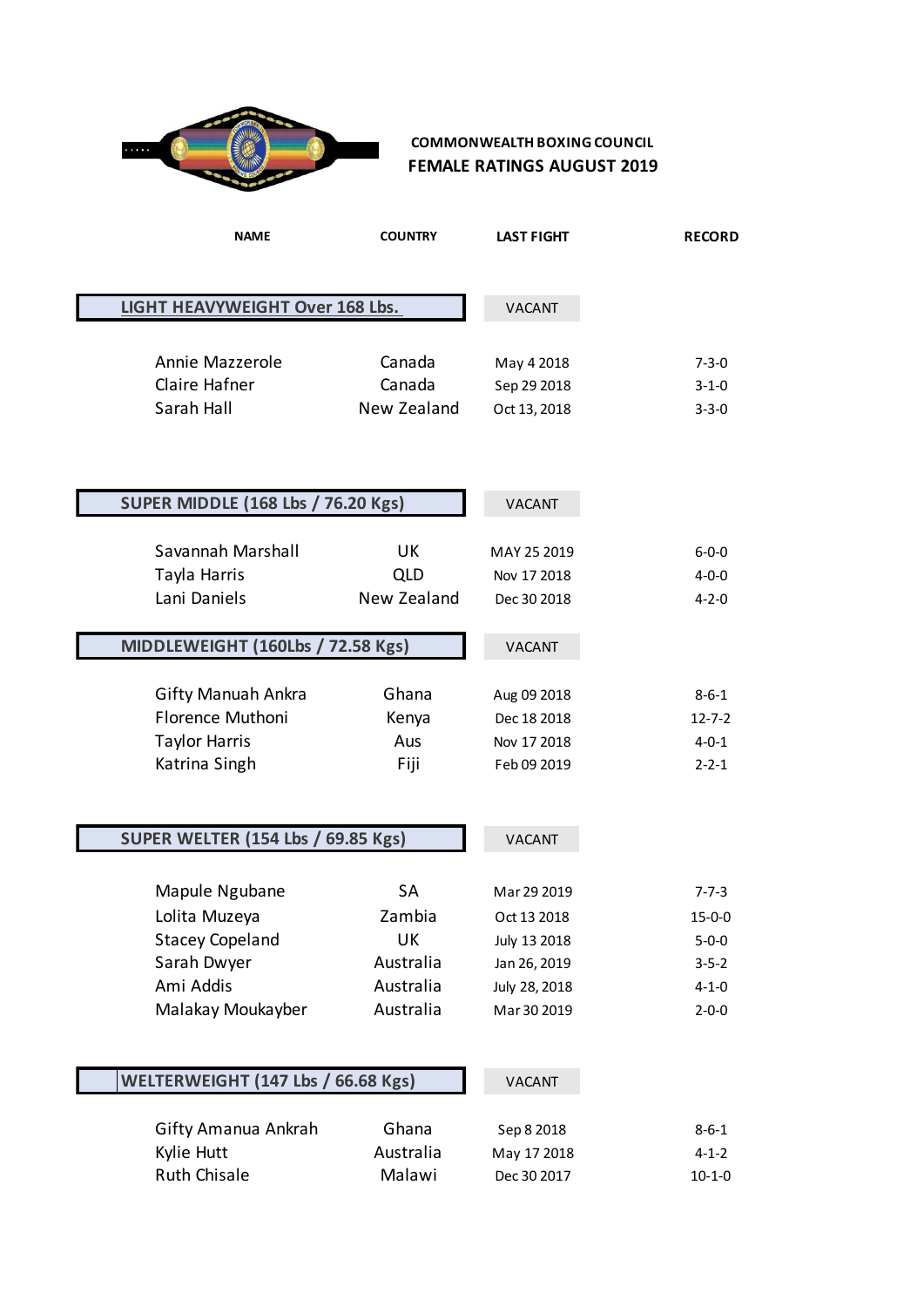# COMMONWEALTH BOXING COUNCIL
## FEMALE RATINGS AUGUST 2019

| NAME | COUNTRY | LAST FIGHT | RECORD |
|---|---|---|---|
| **LIGHT HEAVYWEIGHT Over 168 Lbs.** | | VACANT | |
| Annie Mazzerole | Canada | May 4 2018 | 7-3-0 |
| Claire Hafner | Canada | Sep 29 2018 | 3-1-0 |
| Sarah Hall | New Zealand | Oct 13, 2018 | 3-3-0 |
| **SUPER MIDDLE (168 Lbs / 76.20 Kgs)** | | VACANT | |
| Savannah Marshall | UK | MAY 25 2019 | 6-0-0 |
| Tayla Harris | QLD | Nov 17 2018 | 4-0-0 |
| Lani Daniels | New Zealand | Dec 30 2018 | 4-2-0 |
| **MIDDLEWEIGHT (160Lbs / 72.58 Kgs)** | | VACANT | |
| Gifty Manuah Ankra | Ghana | Aug 09 2018 | 8-6-1 |
| Florence Muthoni | Kenya | Dec 18 2018 | 12-7-2 |
| Taylor Harris | Aus | Nov 17 2018 | 4-0-1 |
| Katrina Singh | Fiji | Feb 09 2019 | 2-2-1 |
| **SUPER WELTER (154 Lbs / 69.85 Kgs)** | | VACANT | |
| Mapule Ngubane | SA | Mar 29 2019 | 7-7-3 |
| Lolita Muzeya | Zambia | Oct 13 2018 | 15-0-0 |
| Stacey Copeland | UK | July 13 2018 | 5-0-0 |
| Sarah Dwyer | Australia | Jan 26, 2019 | 3-5-2 |
| Ami Addis | Australia | July 28, 2018 | 4-1-0 |
| Malakay Moukayber | Australia | Mar 30 2019 | 2-0-0 |
| **WELTERWEIGHT (147 Lbs / 66.68 Kgs)** | | VACANT | |
| Gifty Amanua Ankrah | Ghana | Sep 8 2018 | 8-6-1 |
| Kylie Hutt | Australia | May 17 2018 | 4-1-2 |
| Ruth Chisale | Malawi | Dec 30 2017 | 10-1-0 |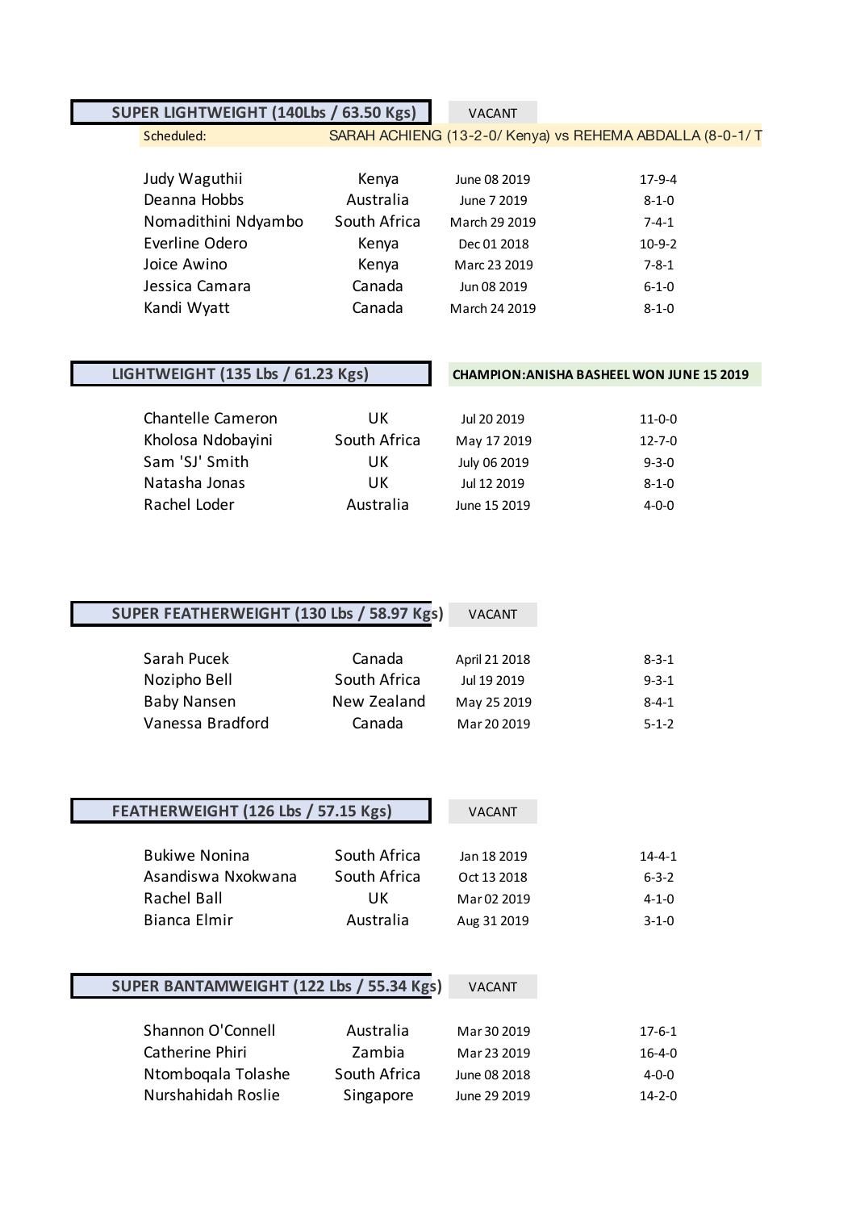## SUPER LIGHTWEIGHT (140Lbs / 63.50 Kgs)

VACANT

Scheduled: SARAH ACHIENG (13-2-0/ Kenya) vs REHEMA ABDALLA (8-0-1/ T

| Name | Country | Date | Record |
|---|---|---|---|
| Judy Waguthii | Kenya | June 08 2019 | 17-9-4 |
| Deanna Hobbs | Australia | June 7 2019 | 8-1-0 |
| Nomadithini Ndyambo | South Africa | March 29 2019 | 7-4-1 |
| Everline Odero | Kenya | Dec 01 2018 | 10-9-2 |
| Joice Awino | Kenya | Marc 23 2019 | 7-8-1 |
| Jessica Camara | Canada | Jun 08 2019 | 6-1-0 |
| Kandi Wyatt | Canada | March 24 2019 | 8-1-0 |

## LIGHTWEIGHT (135 Lbs / 61.23 Kgs)

CHAMPION:ANISHA BASHEEL WON JUNE 15 2019

| Name | Country | Date | Record |
|---|---|---|---|
| Chantelle Cameron | UK | Jul 20 2019 | 11-0-0 |
| Kholosa Ndobayini | South Africa | May 17 2019 | 12-7-0 |
| Sam 'SJ' Smith | UK | July 06 2019 | 9-3-0 |
| Natasha Jonas | UK | Jul 12 2019 | 8-1-0 |
| Rachel Loder | Australia | June 15 2019 | 4-0-0 |

## SUPER FEATHERWEIGHT (130 Lbs / 58.97 Kgs)

VACANT

| Name | Country | Date | Record |
|---|---|---|---|
| Sarah Pucek | Canada | April 21 2018 | 8-3-1 |
| Nozipho Bell | South Africa | Jul 19 2019 | 9-3-1 |
| Baby Nansen | New Zealand | May 25 2019 | 8-4-1 |
| Vanessa Bradford | Canada | Mar 20 2019 | 5-1-2 |

## FEATHERWEIGHT (126 Lbs / 57.15 Kgs)

VACANT

| Name | Country | Date | Record |
|---|---|---|---|
| Bukiwe Nonina | South Africa | Jan 18 2019 | 14-4-1 |
| Asandiswa Nxokwana | South Africa | Oct 13 2018 | 6-3-2 |
| Rachel Ball | UK | Mar 02 2019 | 4-1-0 |
| Bianca Elmir | Australia | Aug 31 2019 | 3-1-0 |

## SUPER BANTAMWEIGHT (122 Lbs / 55.34 Kgs)

VACANT

| Name | Country | Date | Record |
|---|---|---|---|
| Shannon O'Connell | Australia | Mar 30 2019 | 17-6-1 |
| Catherine Phiri | Zambia | Mar 23 2019 | 16-4-0 |
| Ntomboqala Tolashe | South Africa | June 08 2018 | 4-0-0 |
| Nurshahidah Roslie | Singapore | June 29 2019 | 14-2-0 |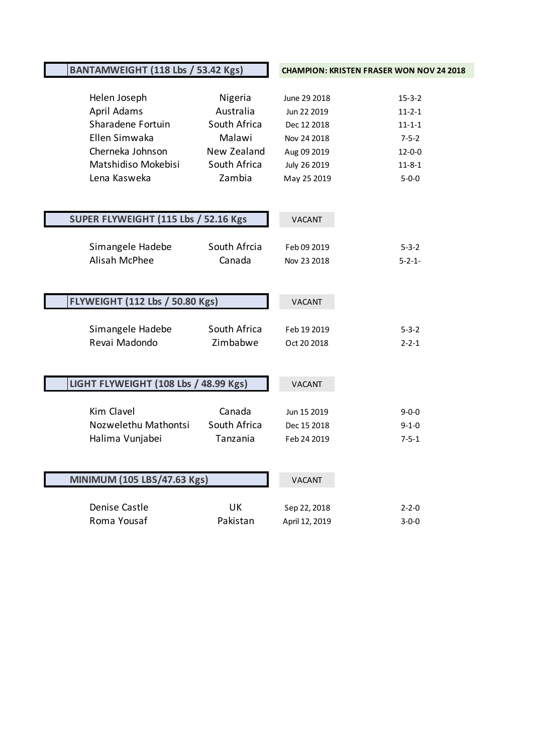## BANTAMWEIGHT (118 Lbs / 53.42 Kgs)

**CHAMPION: KRISTEN FRASER WON NOV 24 2018**

| | | | |
|---|---|---|---|
| Helen Joseph | Nigeria | June 29 2018 | 15-3-2 |
| April Adams | Australia | Jun 22 2019 | 11-2-1 |
| Sharadene Fortuin | South Africa | Dec 12 2018 | 11-1-1 |
| Ellen Simwaka | Malawi | Nov 24 2018 | 7-5-2 |
| Cherneka Johnson | New Zealand | Aug 09 2019 | 12-0-0 |
| Matshidiso Mokebisi | South Africa | July 26 2019 | 11-8-1 |
| Lena Kasweka | Zambia | May 25 2019 | 5-0-0 |

## SUPER FLYWEIGHT (115 Lbs / 52.16 Kgs

VACANT

| | | | |
|---|---|---|---|
| Simangele Hadebe | South Afrcia | Feb 09 2019 | 5-3-2 |
| Alisah McPhee | Canada | Nov 23 2018 | 5-2-1- |

## FLYWEIGHT (112 Lbs / 50.80 Kgs)

VACANT

| | | | |
|---|---|---|---|
| Simangele Hadebe | South Africa | Feb 19 2019 | 5-3-2 |
| Revai Madondo | Zimbabwe | Oct 20 2018 | 2-2-1 |

## LIGHT FLYWEIGHT (108 Lbs / 48.99 Kgs)

VACANT

| | | | |
|---|---|---|---|
| Kim Clavel | Canada | Jun 15 2019 | 9-0-0 |
| Nozwelethu Mathontsi | South Africa | Dec 15 2018 | 9-1-0 |
| Halima Vunjabei | Tanzania | Feb 24 2019 | 7-5-1 |

## MINIMUM (105 LBS/47.63 Kgs)

VACANT

| | | | |
|---|---|---|---|
| Denise Castle | UK | Sep 22, 2018 | 2-2-0 |
| Roma Yousaf | Pakistan | April 12, 2019 | 3-0-0 |